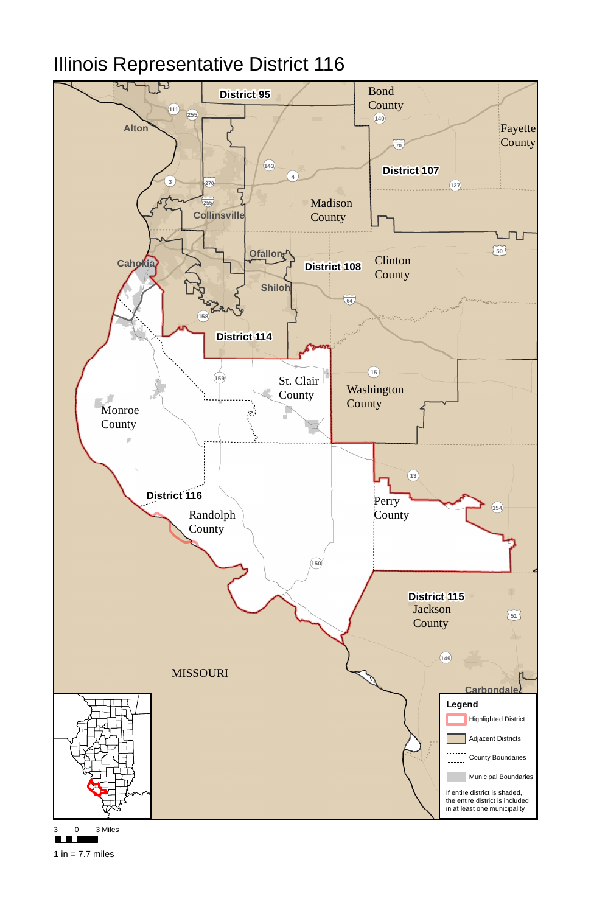# Illinois Representative District 116

District 95

Bond County

Alton

Fayette County

District 107

Madison County

Collinsville

Ofallon

Cahokia

District 108

Clinton County

Shiloh

District 114

St. Clair County

Washington County

Monroe County

District 116

Randolph County

Perry County

District 115

Jackson County

MISSOURI

Carbondale

**Legend**

- Highlighted District
- Adjacent Districts
- County Boundaries
- Municipal Boundaries

If entire district is shaded, the entire district is included in at least one municipality

3 0 3 Miles

1 in = 7.7 miles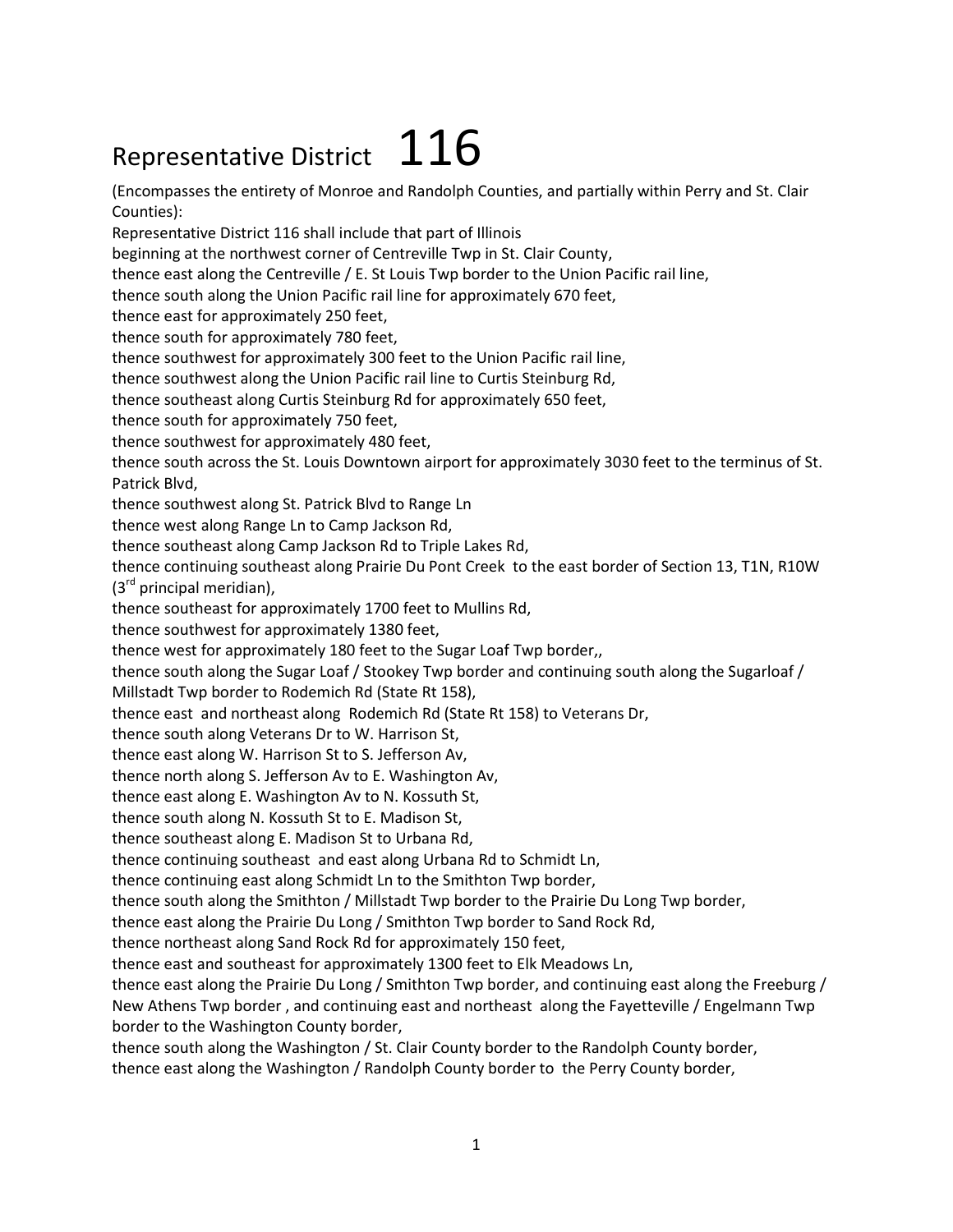# Representative District 116

(Encompasses the entirety of Monroe and Randolph Counties, and partially within Perry and St. Clair Counties):

Representative District 116 shall include that part of Illinois

beginning at the northwest corner of Centreville Twp in St. Clair County,

thence east along the Centreville / E. St Louis Twp border to the Union Pacific rail line,

thence south along the Union Pacific rail line for approximately 670 feet,

thence east for approximately 250 feet,

thence south for approximately 780 feet,

thence southwest for approximately 300 feet to the Union Pacific rail line,

thence southwest along the Union Pacific rail line to Curtis Steinburg Rd,

thence southeast along Curtis Steinburg Rd for approximately 650 feet,

thence south for approximately 750 feet,

thence southwest for approximately 480 feet,

thence south across the St. Louis Downtown airport for approximately 3030 feet to the terminus of St. Patrick Blvd,

thence southwest along St. Patrick Blvd to Range Ln

thence west along Range Ln to Camp Jackson Rd,

thence southeast along Camp Jackson Rd to Triple Lakes Rd,

thence continuing southeast along Prairie Du Pont Creek to the east border of Section 13, T1N, R10W (3rd principal meridian),

thence southeast for approximately 1700 feet to Mullins Rd,

thence southwest for approximately 1380 feet,

thence west for approximately 180 feet to the Sugar Loaf Twp border,,

thence south along the Sugar Loaf / Stookey Twp border and continuing south along the Sugarloaf / Millstadt Twp border to Rodemich Rd (State Rt 158),

thence east and northeast along Rodemich Rd (State Rt 158) to Veterans Dr,

thence south along Veterans Dr to W. Harrison St,

thence east along W. Harrison St to S. Jefferson Av,

thence north along S. Jefferson Av to E. Washington Av,

thence east along E. Washington Av to N. Kossuth St,

thence south along N. Kossuth St to E. Madison St,

thence southeast along E. Madison St to Urbana Rd,

thence continuing southeast and east along Urbana Rd to Schmidt Ln,

thence continuing east along Schmidt Ln to the Smithton Twp border,

thence south along the Smithton / Millstadt Twp border to the Prairie Du Long Twp border,

thence east along the Prairie Du Long / Smithton Twp border to Sand Rock Rd,

thence northeast along Sand Rock Rd for approximately 150 feet,

thence east and southeast for approximately 1300 feet to Elk Meadows Ln,

thence east along the Prairie Du Long / Smithton Twp border, and continuing east along the Freeburg / New Athens Twp border , and continuing east and northeast along the Fayetteville / Engelmann Twp border to the Washington County border,

thence south along the Washington / St. Clair County border to the Randolph County border,

thence east along the Washington / Randolph County border to the Perry County border,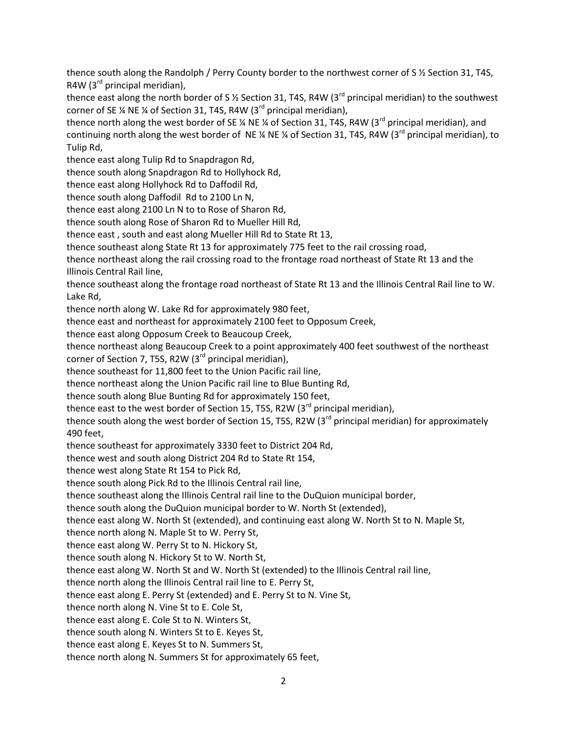thence south along the Randolph / Perry County border to the northwest corner of S ½ Section 31, T4S, R4W (3rd principal meridian),

thence east along the north border of S ½ Section 31, T4S, R4W (3rd principal meridian) to the southwest corner of SE ¼ NE ¼ of Section 31, T4S, R4W (3rd principal meridian),

thence north along the west border of SE ¼ NE ¼ of Section 31, T4S, R4W (3rd principal meridian), and continuing north along the west border of NE ¼ NE ¼ of Section 31, T4S, R4W (3rd principal meridian), to Tulip Rd,

thence east along Tulip Rd to Snapdragon Rd,

thence south along Snapdragon Rd to Hollyhock Rd,

thence east along Hollyhock Rd to Daffodil Rd,

thence south along Daffodil Rd to 2100 Ln N,

thence east along 2100 Ln N to to Rose of Sharon Rd,

thence south along Rose of Sharon Rd to Mueller Hill Rd,

thence east , south and east along Mueller Hill Rd to State Rt 13,

thence southeast along State Rt 13 for approximately 775 feet to the rail crossing road,

thence northeast along the rail crossing road to the frontage road northeast of State Rt 13 and the Illinois Central Rail line,

thence southeast along the frontage road northeast of State Rt 13 and the Illinois Central Rail line to W. Lake Rd,

thence north along W. Lake Rd for approximately 980 feet,

thence east and northeast for approximately 2100 feet to Opposum Creek,

thence east along Opposum Creek to Beaucoup Creek,

thence northeast along Beaucoup Creek to a point approximately 400 feet southwest of the northeast corner of Section 7, T5S, R2W (3rd principal meridian),

thence southeast for 11,800 feet to the Union Pacific rail line,

thence northeast along the Union Pacific rail line to Blue Bunting Rd,

thence south along Blue Bunting Rd for approximately 150 feet,

thence east to the west border of Section 15, T5S, R2W (3rd principal meridian),

thence south along the west border of Section 15, T5S, R2W (3rd principal meridian) for approximately 490 feet,

thence southeast for approximately 3330 feet to District 204 Rd,

thence west and south along District 204 Rd to State Rt 154,

thence west along State Rt 154 to Pick Rd,

thence south along Pick Rd to the Illinois Central rail line,

thence southeast along the Illinois Central rail line to the DuQuion municipal border,

thence south along the DuQuion municipal border to W. North St (extended),

thence east along W. North St (extended), and continuing east along W. North St to N. Maple St,

thence north along N. Maple St to W. Perry St,

thence east along W. Perry St to N. Hickory St,

thence south along N. Hickory St to W. North St,

thence east along W. North St and W. North St (extended) to the Illinois Central rail line,

thence north along the Illinois Central rail line to E. Perry St,

thence east along E. Perry St (extended) and E. Perry St to N. Vine St,

thence north along N. Vine St to E. Cole St,

thence east along E. Cole St to N. Winters St,

thence south along N. Winters St to E. Keyes St,

thence east along E. Keyes St to N. Summers St,

thence north along N. Summers St for approximately 65 feet,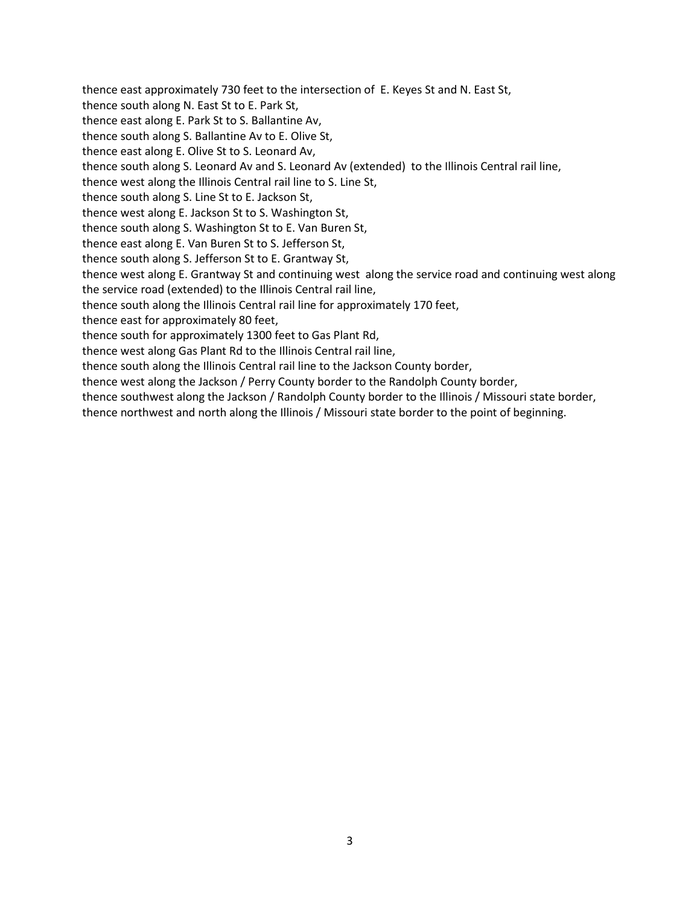thence east approximately 730 feet to the intersection of E. Keyes St and N. East St,
thence south along N. East St to E. Park St,
thence east along E. Park St to S. Ballantine Av,
thence south along S. Ballantine Av to E. Olive St,
thence east along E. Olive St to S. Leonard Av,
thence south along S. Leonard Av and S. Leonard Av (extended) to the Illinois Central rail line,
thence west along the Illinois Central rail line to S. Line St,
thence south along S. Line St to E. Jackson St,
thence west along E. Jackson St to S. Washington St,
thence south along S. Washington St to E. Van Buren St,
thence east along E. Van Buren St to S. Jefferson St,
thence south along S. Jefferson St to E. Grantway St,
thence west along E. Grantway St and continuing west along the service road and continuing west along the service road (extended) to the Illinois Central rail line,
thence south along the Illinois Central rail line for approximately 170 feet,
thence east for approximately 80 feet,
thence south for approximately 1300 feet to Gas Plant Rd,
thence west along Gas Plant Rd to the Illinois Central rail line,
thence south along the Illinois Central rail line to the Jackson County border,
thence west along the Jackson / Perry County border to the Randolph County border,
thence southwest along the Jackson / Randolph County border to the Illinois / Missouri state border,
thence northwest and north along the Illinois / Missouri state border to the point of beginning.